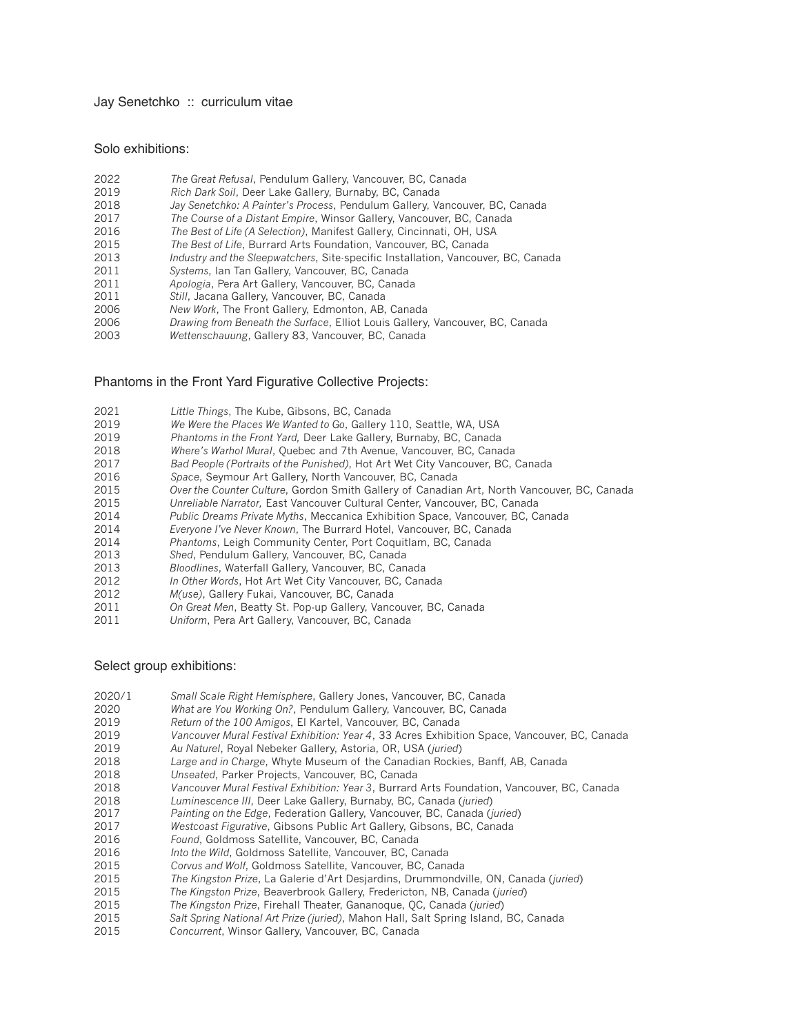Jay Senetchko :: curriculum vitae

## Solo exhibitions:

2022 *The Great Refusal*, Pendulum Gallery, Vancouver, BC, Canada
2019 *Rich Dark Soil*, Deer Lake Gallery, Burnaby, BC, Canada
2018 *Jay Senetchko: A Painter's Process*, Pendulum Gallery, Vancouver, BC, Canada
2017 *The Course of a Distant Empire*, Winsor Gallery, Vancouver, BC, Canada
2016 *The Best of Life (A Selection)*, Manifest Gallery, Cincinnati, OH, USA
2015 *The Best of Life*, Burrard Arts Foundation, Vancouver, BC, Canada
2013 *Industry and the Sleepwatchers*, Site-specific Installation, Vancouver, BC, Canada
2011 *Systems*, Ian Tan Gallery, Vancouver, BC, Canada
2011 *Apologia*, Pera Art Gallery, Vancouver, BC, Canada
2011 *Still*, Jacana Gallery, Vancouver, BC, Canada
2006 *New Work*, The Front Gallery, Edmonton, AB, Canada
2006 *Drawing from Beneath the Surface*, Elliot Louis Gallery, Vancouver, BC, Canada
2003 *Wettenschauung*, Gallery 83, Vancouver, BC, Canada

## Phantoms in the Front Yard Figurative Collective Projects:

2021 *Little Things*, The Kube, Gibsons, BC, Canada
2019 *We Were the Places We Wanted to Go*, Gallery 110, Seattle, WA, USA
2019 *Phantoms in the Front Yard,* Deer Lake Gallery, Burnaby, BC, Canada
2018 *Where's Warhol Mural*, Quebec and 7th Avenue, Vancouver, BC, Canada
2017 *Bad People (Portraits of the Punished)*, Hot Art Wet City Vancouver, BC, Canada
2016 *Space*, Seymour Art Gallery, North Vancouver, BC, Canada
2015 *Over the Counter Culture*, Gordon Smith Gallery of Canadian Art, North Vancouver, BC, Canada
2015 *Unreliable Narrator,* East Vancouver Cultural Center, Vancouver, BC, Canada
2014 *Public Dreams Private Myths*, Meccanica Exhibition Space, Vancouver, BC, Canada
2014 *Everyone I've Never Known*, The Burrard Hotel, Vancouver, BC, Canada
2014 *Phantoms*, Leigh Community Center, Port Coquitlam, BC, Canada
2013 *Shed*, Pendulum Gallery, Vancouver, BC, Canada
2013 *Bloodlines*, Waterfall Gallery, Vancouver, BC, Canada
2012 *In Other Words*, Hot Art Wet City Vancouver, BC, Canada
2012 *M(use)*, Gallery Fukai, Vancouver, BC, Canada
2011 *On Great Men*, Beatty St. Pop-up Gallery, Vancouver, BC, Canada
2011 *Uniform*, Pera Art Gallery, Vancouver, BC, Canada

## Select group exhibitions:

2020/1 *Small Scale Right Hemisphere*, Gallery Jones, Vancouver, BC, Canada
2020 *What are You Working On?*, Pendulum Gallery, Vancouver, BC, Canada
2019 *Return of the 100 Amigos*, El Kartel, Vancouver, BC, Canada
2019 *Vancouver Mural Festival Exhibition: Year 4*, 33 Acres Exhibition Space, Vancouver, BC, Canada
2019 *Au Naturel*, Royal Nebeker Gallery, Astoria, OR, USA (*juried*)
2018 *Large and in Charge*, Whyte Museum of the Canadian Rockies, Banff, AB, Canada
2018 *Unseated*, Parker Projects, Vancouver, BC, Canada
2018 *Vancouver Mural Festival Exhibition: Year 3*, Burrard Arts Foundation, Vancouver, BC, Canada
2018 *Luminescence III*, Deer Lake Gallery, Burnaby, BC, Canada (*juried*)
2017 *Painting on the Edge*, Federation Gallery, Vancouver, BC, Canada (*juried*)
2017 *Westcoast Figurative*, Gibsons Public Art Gallery, Gibsons, BC, Canada
2016 *Found*, Goldmoss Satellite, Vancouver, BC, Canada
2016 *Into the Wild*, Goldmoss Satellite, Vancouver, BC, Canada
2015 *Corvus and Wolf*, Goldmoss Satellite, Vancouver, BC, Canada
2015 *The Kingston Prize*, La Galerie d'Art Desjardins, Drummondville, ON, Canada (*juried*)
2015 *The Kingston Prize*, Beaverbrook Gallery, Fredericton, NB, Canada (*juried*)
2015 *The Kingston Prize*, Firehall Theater, Gananoque, QC, Canada (*juried*)
2015 *Salt Spring National Art Prize (juried)*, Mahon Hall, Salt Spring Island, BC, Canada
2015 *Concurrent*, Winsor Gallery, Vancouver, BC, Canada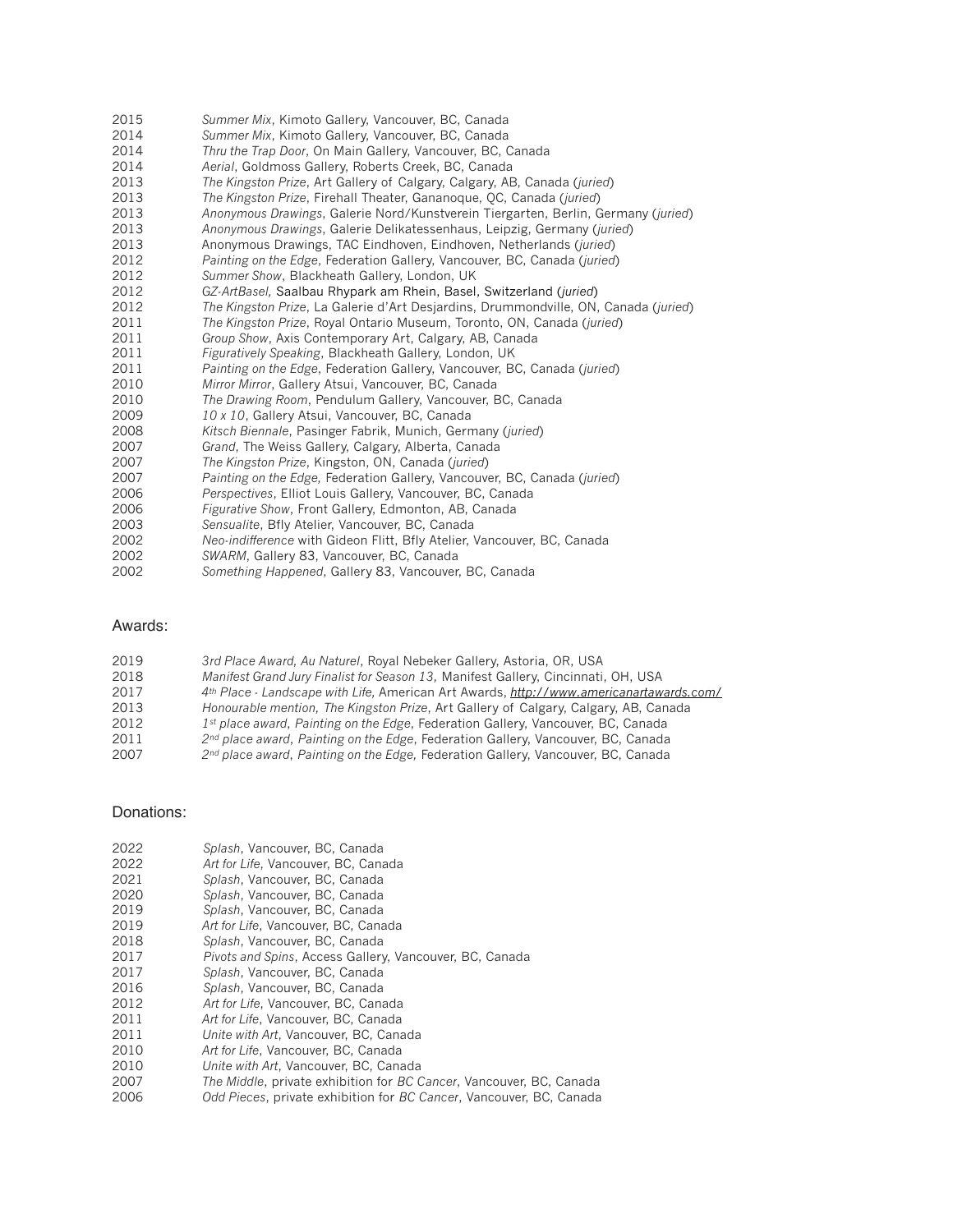2015 *Summer Mix*, Kimoto Gallery, Vancouver, BC, Canada
2014 *Summer Mix*, Kimoto Gallery, Vancouver, BC, Canada
2014 *Thru the Trap Door*, On Main Gallery, Vancouver, BC, Canada
2014 *Aerial*, Goldmoss Gallery, Roberts Creek, BC, Canada
2013 *The Kingston Prize*, Art Gallery of Calgary, Calgary, AB, Canada (*juried*)
2013 *The Kingston Prize*, Firehall Theater, Gananoque, QC, Canada (*juried*)
2013 *Anonymous Drawings*, Galerie Nord/Kunstverein Tiergarten, Berlin, Germany (*juried*)
2013 *Anonymous Drawings*, Galerie Delikatessenhaus, Leipzig, Germany (*juried*)
2013 Anonymous Drawings, TAC Eindhoven, Eindhoven, Netherlands (*juried*)
2012 *Painting on the Edge*, Federation Gallery, Vancouver, BC, Canada (*juried*)
2012 *Summer Show*, Blackheath Gallery, London, UK
2012 *GZ-ArtBasel,* Saalbau Rhypark am Rhein, Basel, Switzerland (*juried*)
2012 *The Kingston Prize*, La Galerie d'Art Desjardins, Drummondville, ON, Canada (*juried*)
2011 *The Kingston Prize*, Royal Ontario Museum, Toronto, ON, Canada (*juried*)
2011 *Group Show*, Axis Contemporary Art, Calgary, AB, Canada
2011 *Figuratively Speaking*, Blackheath Gallery, London, UK
2011 *Painting on the Edge*, Federation Gallery, Vancouver, BC, Canada (*juried*)
2010 *Mirror Mirror*, Gallery Atsui, Vancouver, BC, Canada
2010 *The Drawing Room*, Pendulum Gallery, Vancouver, BC, Canada
2009 *10 x 10*, Gallery Atsui, Vancouver, BC, Canada
2008 *Kitsch Biennale*, Pasinger Fabrik, Munich, Germany (*juried*)
2007 *Grand*, The Weiss Gallery, Calgary, Alberta, Canada
2007 *The Kingston Prize*, Kingston, ON, Canada (*juried*)
2007 *Painting on the Edge,* Federation Gallery, Vancouver, BC, Canada (*juried*)
2006 *Perspectives*, Elliot Louis Gallery, Vancouver, BC, Canada
2006 *Figurative Show*, Front Gallery, Edmonton, AB, Canada
2003 *Sensualite*, Bfly Atelier, Vancouver, BC, Canada
2002 *Neo-indifference* with Gideon Flitt, Bfly Atelier, Vancouver, BC, Canada
2002 *SWARM*, Gallery 83, Vancouver, BC, Canada
2002 *Something Happened*, Gallery 83, Vancouver, BC, Canada

## Awards:

2019 *3rd Place Award, Au Naturel*, Royal Nebeker Gallery, Astoria, OR, USA
2018 *Manifest Grand Jury Finalist for Season 13,* Manifest Gallery, Cincinnati, OH, USA
2017 *4th Place - Landscape with Life,* American Art Awards, *http://www.americanartawards.com/*
2013 *Honourable mention, The Kingston Prize*, Art Gallery of Calgary, Calgary, AB, Canada
2012 *1st place award*, *Painting on the Edge*, Federation Gallery, Vancouver, BC, Canada
2011 *2nd place award*, *Painting on the Edge*, Federation Gallery, Vancouver, BC, Canada
2007 *2nd place award*, *Painting on the Edge,* Federation Gallery, Vancouver, BC, Canada

## Donations:

2022 *Splash*, Vancouver, BC, Canada
2022 *Art for Life*, Vancouver, BC, Canada
2021 *Splash*, Vancouver, BC, Canada
2020 *Splash*, Vancouver, BC, Canada
2019 *Splash*, Vancouver, BC, Canada
2019 *Art for Life*, Vancouver, BC, Canada
2018 *Splash*, Vancouver, BC, Canada
2017 *Pivots and Spins*, Access Gallery, Vancouver, BC, Canada
2017 *Splash*, Vancouver, BC, Canada
2016 *Splash*, Vancouver, BC, Canada
2012 *Art for Life*, Vancouver, BC, Canada
2011 *Art for Life*, Vancouver, BC, Canada
2011 *Unite with Art*, Vancouver, BC, Canada
2010 *Art for Life*, Vancouver, BC, Canada
2010 *Unite with Art*, Vancouver, BC, Canada
2007 *The Middle*, private exhibition for *BC Cancer*, Vancouver, BC, Canada
2006 *Odd Pieces*, private exhibition for *BC Cancer*, Vancouver, BC, Canada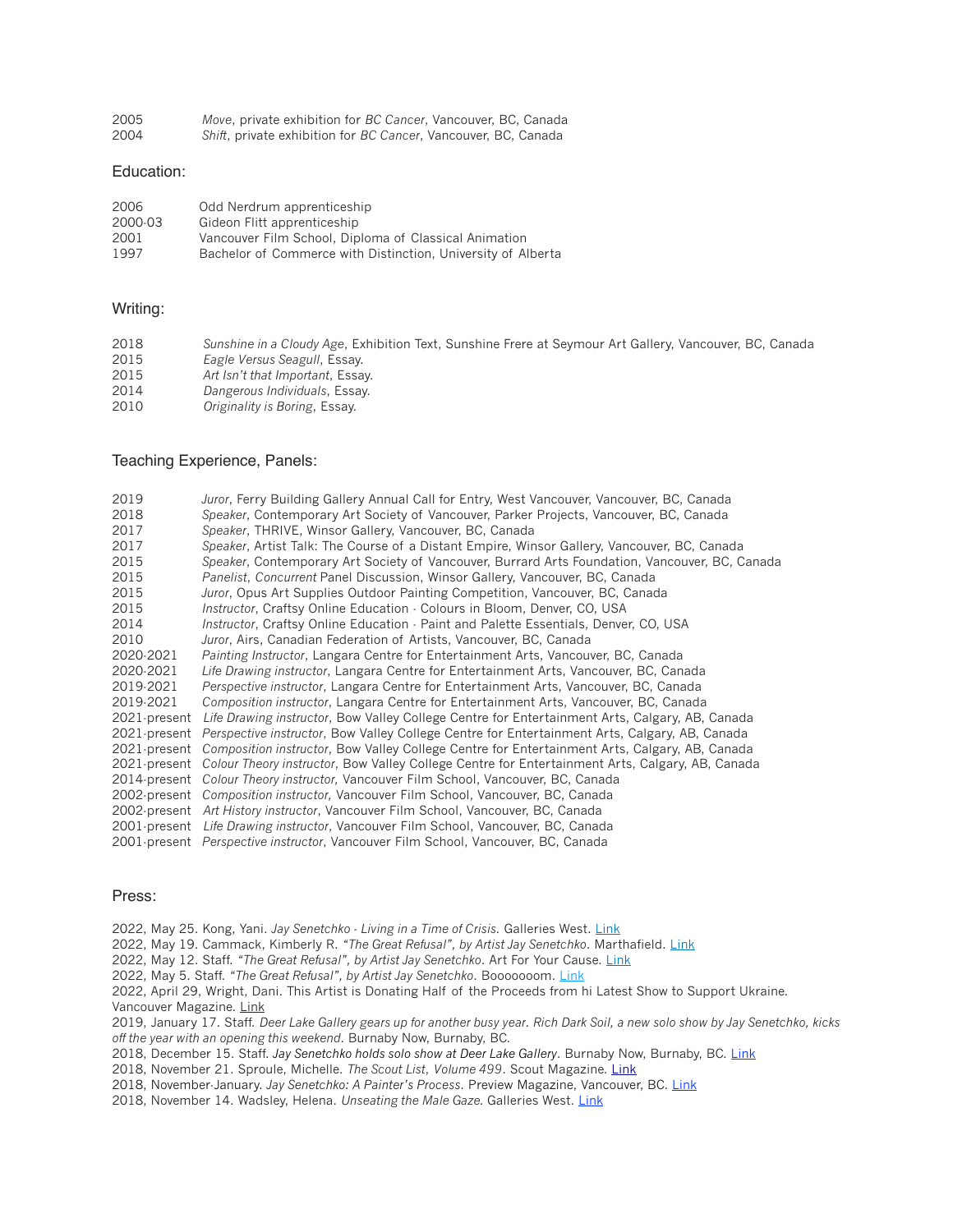2005 *Move*, private exhibition for *BC Cancer*, Vancouver, BC, Canada
2004 *Shift*, private exhibition for *BC Cancer*, Vancouver, BC, Canada

## Education:

2006 Odd Nerdrum apprenticeship
2000-03 Gideon Flitt apprenticeship
2001 Vancouver Film School, Diploma of Classical Animation
1997 Bachelor of Commerce with Distinction, University of Alberta

## Writing:

2018 *Sunshine in a Cloudy Age*, Exhibition Text, Sunshine Frere at Seymour Art Gallery, Vancouver, BC, Canada
2015 *Eagle Versus Seagull*, Essay.
2015 *Art Isn't that Important*, Essay.
2014 *Dangerous Individuals*, Essay.
2010 *Originality is Boring*, Essay.

## Teaching Experience, Panels:

2019 *Juror*, Ferry Building Gallery Annual Call for Entry, West Vancouver, Vancouver, BC, Canada
2018 *Speaker*, Contemporary Art Society of Vancouver, Parker Projects, Vancouver, BC, Canada
2017 *Speaker*, THRIVE, Winsor Gallery, Vancouver, BC, Canada
2017 *Speaker*, Artist Talk: The Course of a Distant Empire, Winsor Gallery, Vancouver, BC, Canada
2015 *Speaker*, Contemporary Art Society of Vancouver, Burrard Arts Foundation, Vancouver, BC, Canada
2015 *Panelist*, *Concurrent* Panel Discussion, Winsor Gallery, Vancouver, BC, Canada
2015 *Juror*, Opus Art Supplies Outdoor Painting Competition, Vancouver, BC, Canada
2015 *Instructor*, Craftsy Online Education - Colours in Bloom, Denver, CO, USA
2014 *Instructor*, Craftsy Online Education - Paint and Palette Essentials, Denver, CO, USA
2010 *Juror*, Airs, Canadian Federation of Artists, Vancouver, BC, Canada
2020-2021 *Painting Instructor*, Langara Centre for Entertainment Arts, Vancouver, BC, Canada
2020-2021 *Life Drawing instructor*, Langara Centre for Entertainment Arts, Vancouver, BC, Canada
2019-2021 *Perspective instructor*, Langara Centre for Entertainment Arts, Vancouver, BC, Canada
2019-2021 *Composition instructor*, Langara Centre for Entertainment Arts, Vancouver, BC, Canada
2021-present *Life Drawing instructor*, Bow Valley College Centre for Entertainment Arts, Calgary, AB, Canada
2021-present *Perspective instructor*, Bow Valley College Centre for Entertainment Arts, Calgary, AB, Canada
2021-present *Composition instructor*, Bow Valley College Centre for Entertainment Arts, Calgary, AB, Canada
2021-present *Colour Theory instructor*, Bow Valley College Centre for Entertainment Arts, Calgary, AB, Canada
2014-present *Colour Theory instructor,* Vancouver Film School, Vancouver, BC, Canada
2002-present *Composition instructor,* Vancouver Film School, Vancouver, BC, Canada
2002-present *Art History instructor*, Vancouver Film School, Vancouver, BC, Canada
2001-present *Life Drawing instructor*, Vancouver Film School, Vancouver, BC, Canada
2001-present *Perspective instructor*, Vancouver Film School, Vancouver, BC, Canada

## Press:

2022, May 25. Kong, Yani. *Jay Senetchko - Living in a Time of Crisis.* Galleries West. Link
2022, May 19. Cammack, Kimberly R. *"The Great Refusal", by Artist Jay Senetchko*. Marthafield. Link
2022, May 12. Staff. *"The Great Refusal", by Artist Jay Senetchko*. Art For Your Cause. Link
2022, May 5. Staff. *"The Great Refusal", by Artist Jay Senetchko*. Booooooom. Link
2022, April 29, Wright, Dani. This Artist is Donating Half of the Proceeds from hi Latest Show to Support Ukraine. Vancouver Magazine. Link
2019, January 17. Staff. *Deer Lake Gallery gears up for another busy year. Rich Dark Soil, a new solo show by Jay Senetchko, kicks off the year with an opening this weekend*. Burnaby Now, Burnaby, BC.
2018, December 15. Staff. *Jay Senetchko holds solo show at Deer Lake Gallery*. Burnaby Now, Burnaby, BC. Link
2018, November 21. Sproule, Michelle. *The Scout List, Volume 499*. Scout Magazine. Link
2018, November-January. *Jay Senetchko: A Painter's Process*. Preview Magazine, Vancouver, BC. Link
2018, November 14. Wadsley, Helena. *Unseating the Male Gaze.* Galleries West. Link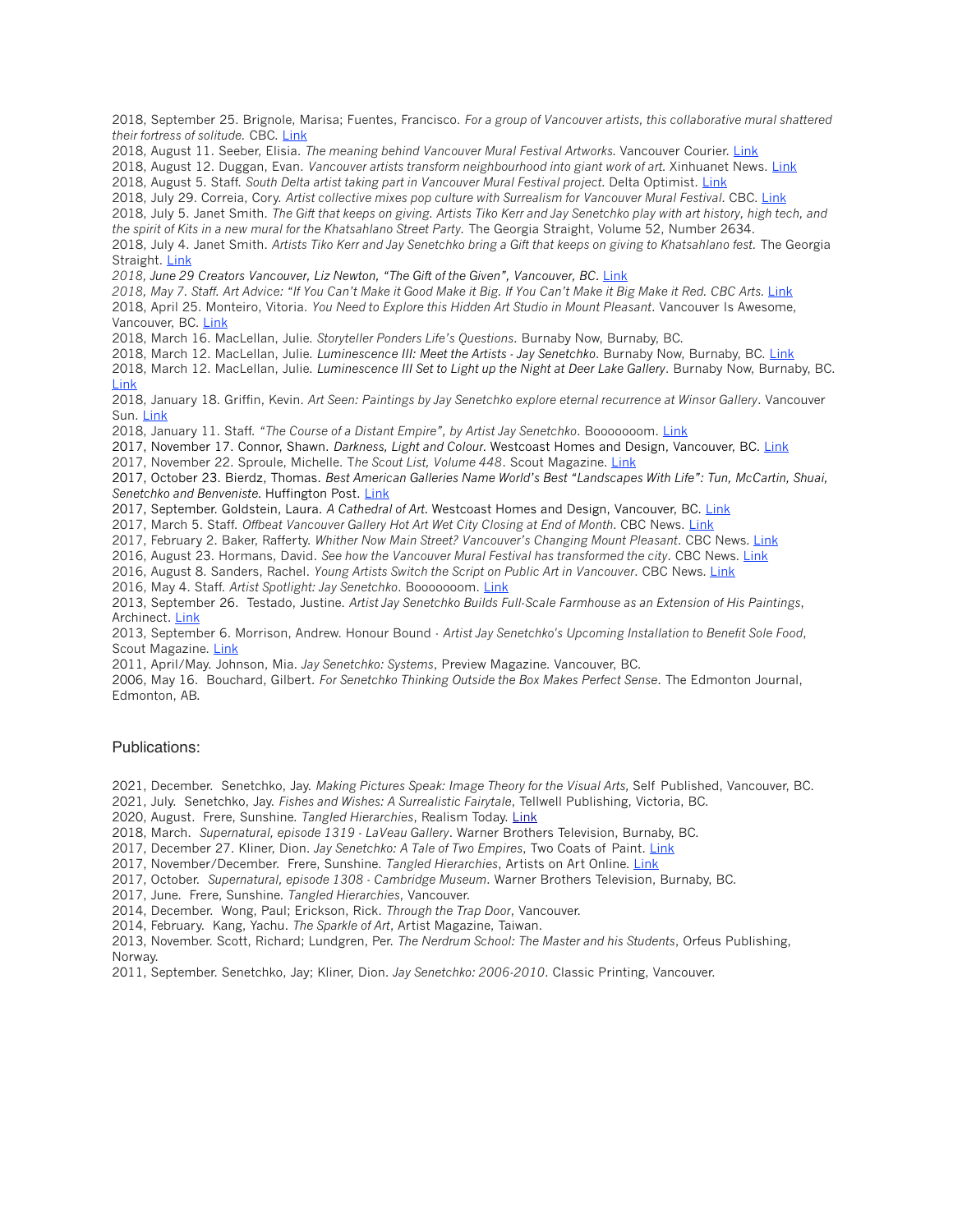2018, September 25. Brignole, Marisa; Fuentes, Francisco. *For a group of Vancouver artists, this collaborative mural shattered their fortress of solitude.* CBC. Link
2018, August 11. Seeber, Elisia. *The meaning behind Vancouver Mural Festival Artworks.* Vancouver Courier. Link
2018, August 12. Duggan, Evan. *Vancouver artists transform neighbourhood into giant work of art.* Xinhuanet News. Link
2018, August 5. Staff. *South Delta artist taking part in Vancouver Mural Festival project.* Delta Optimist. Link
2018, July 29. Correia, Cory. *Artist collective mixes pop culture with Surrealism for Vancouver Mural Festival.* CBC. Link
2018, July 5. Janet Smith. *The Gift that keeps on giving. Artists Tiko Kerr and Jay Senetchko play with art history, high tech, and the spirit of Kits in a new mural for the Khatsahlano Street Party.* The Georgia Straight, Volume 52, Number 2634.
2018, July 4. Janet Smith. *Artists Tiko Kerr and Jay Senetchko bring a Gift that keeps on giving to Khatsahlano fest.* The Georgia Straight. Link
*2018, June 29 Creators Vancouver, Liz Newton, "The Gift of the Given", Vancouver, BC.* Link
*2018, May 7. Staff. Art Advice: "If You Can't Make it Good Make it Big. If You Can't Make it Big Make it Red. CBC Arts.* Link
2018, April 25. Monteiro, Vitoria. *You Need to Explore this Hidden Art Studio in Mount Pleasant*. Vancouver Is Awesome, Vancouver, BC. Link
2018, March 16. MacLellan, Julie. *Storyteller Ponders Life's Questions*. Burnaby Now, Burnaby, BC.
2018, March 12. MacLellan, Julie. *Luminescence III: Meet the Artists - Jay Senetchko*. Burnaby Now, Burnaby, BC. Link
2018, March 12. MacLellan, Julie. *Luminescence III Set to Light up the Night at Deer Lake Gallery*. Burnaby Now, Burnaby, BC. Link
2018, January 18. Griffin, Kevin. *Art Seen: Paintings by Jay Senetchko explore eternal recurrence at Winsor Gallery*. Vancouver Sun. Link
2018, January 11. Staff. *"The Course of a Distant Empire", by Artist Jay Senetchko*. Booooooom. Link
2017, November 17. Connor, Shawn. *Darkness, Light and Colour.* Westcoast Homes and Design, Vancouver, BC. Link
2017, November 22. Sproule, Michelle. T*he Scout List, Volume 448*. Scout Magazine. Link
2017, October 23. Bierdz, Thomas. *Best American Galleries Name World's Best "Landscapes With Life": Tun, McCartin, Shuai, Senetchko and Benveniste.* Huffington Post. Link
2017, September. Goldstein, Laura. *A Cathedral of Art.* Westcoast Homes and Design, Vancouver, BC. Link
2017, March 5. Staff. *Offbeat Vancouver Gallery Hot Art Wet City Closing at End of Month.* CBC News. Link
2017, February 2. Baker, Rafferty. *Whither Now Main Street? Vancouver's Changing Mount Pleasant*. CBC News. Link
2016, August 23. Hormans, David. *See how the Vancouver Mural Festival has transformed the city*. CBC News. Link
2016, August 8. Sanders, Rachel. *Young Artists Switch the Script on Public Art in Vancouver*. CBC News. Link
2016, May 4. Staff. *Artist Spotlight: Jay Senetchko*. Booooooom. Link
2013, September 26. Testado, Justine. *Artist Jay Senetchko Builds Full-Scale Farmhouse as an Extension of His Paintings*, Archinect. Link
2013, September 6. Morrison, Andrew. Honour Bound · *Artist Jay Senetchko's Upcoming Installation to Benefit Sole Food*, Scout Magazine. Link
2011, April/May. Johnson, Mia. *Jay Senetchko: Systems*, Preview Magazine. Vancouver, BC.
2006, May 16. Bouchard, Gilbert. *For Senetchko Thinking Outside the Box Makes Perfect Sense*. The Edmonton Journal, Edmonton, AB.

## Publications:

2021, December. Senetchko, Jay. *Making Pictures Speak: Image Theory for the Visual Arts,* Self Published, Vancouver, BC.
2021, July. Senetchko, Jay. *Fishes and Wishes: A Surrealistic Fairytale*, Tellwell Publishing, Victoria, BC.
2020, August. Frere, Sunshine. *Tangled Hierarchies*, Realism Today. Link
2018, March. *Supernatural, episode 1319 - LaVeau Gallery*. Warner Brothers Television, Burnaby, BC.
2017, December 27. Kliner, Dion. *Jay Senetchko: A Tale of Two Empires*, Two Coats of Paint. Link
2017, November/December. Frere, Sunshine. *Tangled Hierarchies*, Artists on Art Online. Link
2017, October. *Supernatural, episode 1308 - Cambridge Museum*. Warner Brothers Television, Burnaby, BC.
2017, June. Frere, Sunshine. *Tangled Hierarchies*, Vancouver.
2014, December. Wong, Paul; Erickson, Rick. *Through the Trap Door*, Vancouver.
2014, February. Kang, Yachu. *The Sparkle of Art*, Artist Magazine, Taiwan.
2013, November. Scott, Richard; Lundgren, Per. *The Nerdrum School: The Master and his Students*, Orfeus Publishing, Norway.
2011, September. Senetchko, Jay; Kliner, Dion. *Jay Senetchko: 2006-2010*. Classic Printing, Vancouver.